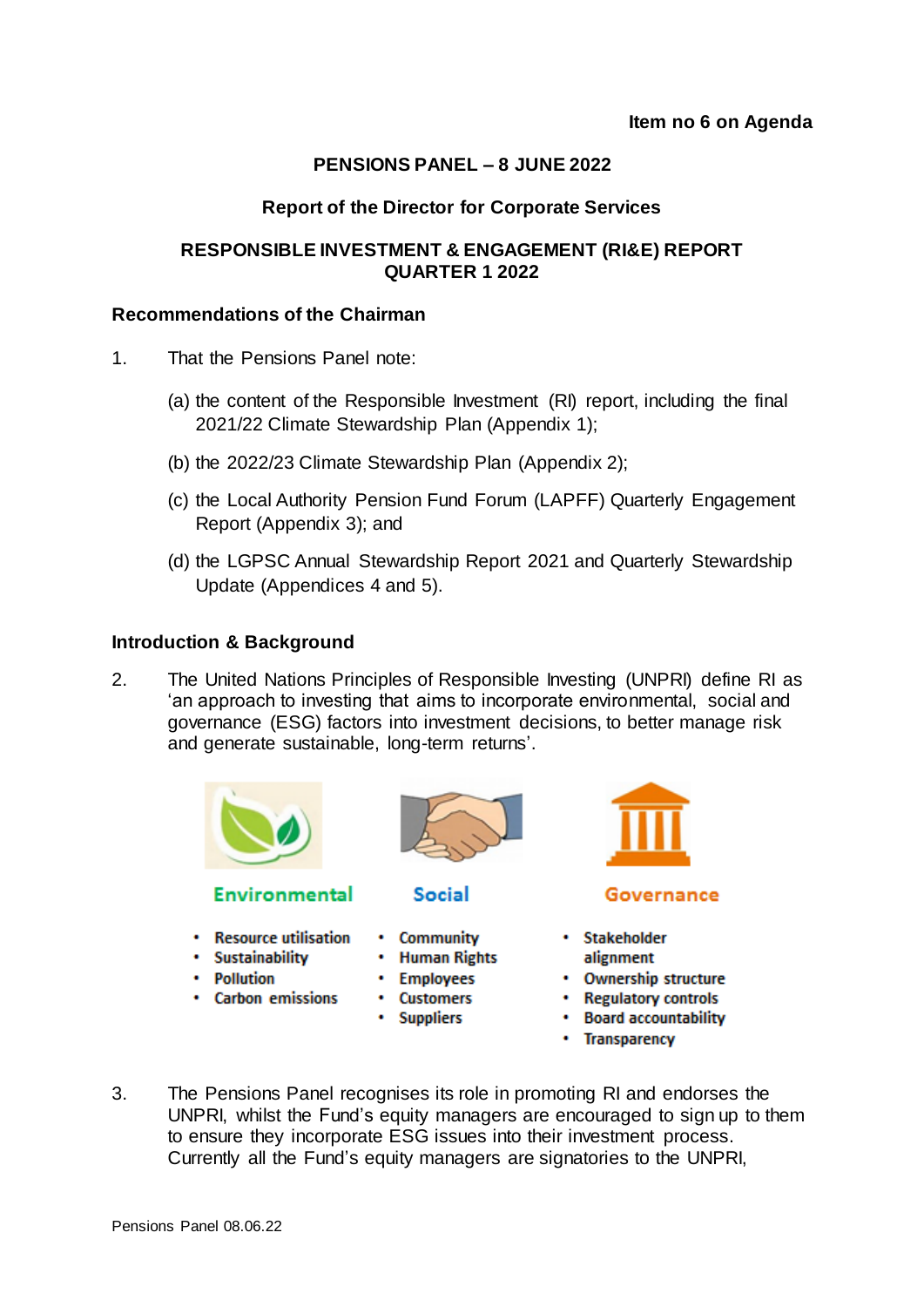**Item no 6 on Agenda**

**PENSIONS PANEL – 8 JUNE 2022**

**Report of the Director for Corporate Services**

**RESPONSIBLE INVESTMENT & ENGAGEMENT (RI&E) REPORT QUARTER 1 2022**

**Recommendations of the Chairman**

1. That the Pensions Panel note:

   (a) the content of the Responsible Investment (RI) report, including the final 2021/22 Climate Stewardship Plan (Appendix 1);

   (b) the 2022/23 Climate Stewardship Plan (Appendix 2);

   (c) the Local Authority Pension Fund Forum (LAPFF) Quarterly Engagement Report (Appendix 3); and

   (d) the LGPSC Annual Stewardship Report 2021 and Quarterly Stewardship Update (Appendices 4 and 5).

**Introduction & Background**

2. The United Nations Principles of Responsible Investing (UNPRI) define RI as 'an approach to investing that aims to incorporate environmental, social and governance (ESG) factors into investment decisions, to better manage risk and generate sustainable, long-term returns'.

**Environmental**
- Resource utilisation
- Sustainability
- Pollution
- Carbon emissions

**Social**
- Community
- Human Rights
- Employees
- Customers
- Suppliers

**Governance**
- Stakeholder alignment
- Ownership structure
- Regulatory controls
- Board accountability
- Transparency

3. The Pensions Panel recognises its role in promoting RI and endorses the UNPRI, whilst the Fund's equity managers are encouraged to sign up to them to ensure they incorporate ESG issues into their investment process. Currently all the Fund's equity managers are signatories to the UNPRI,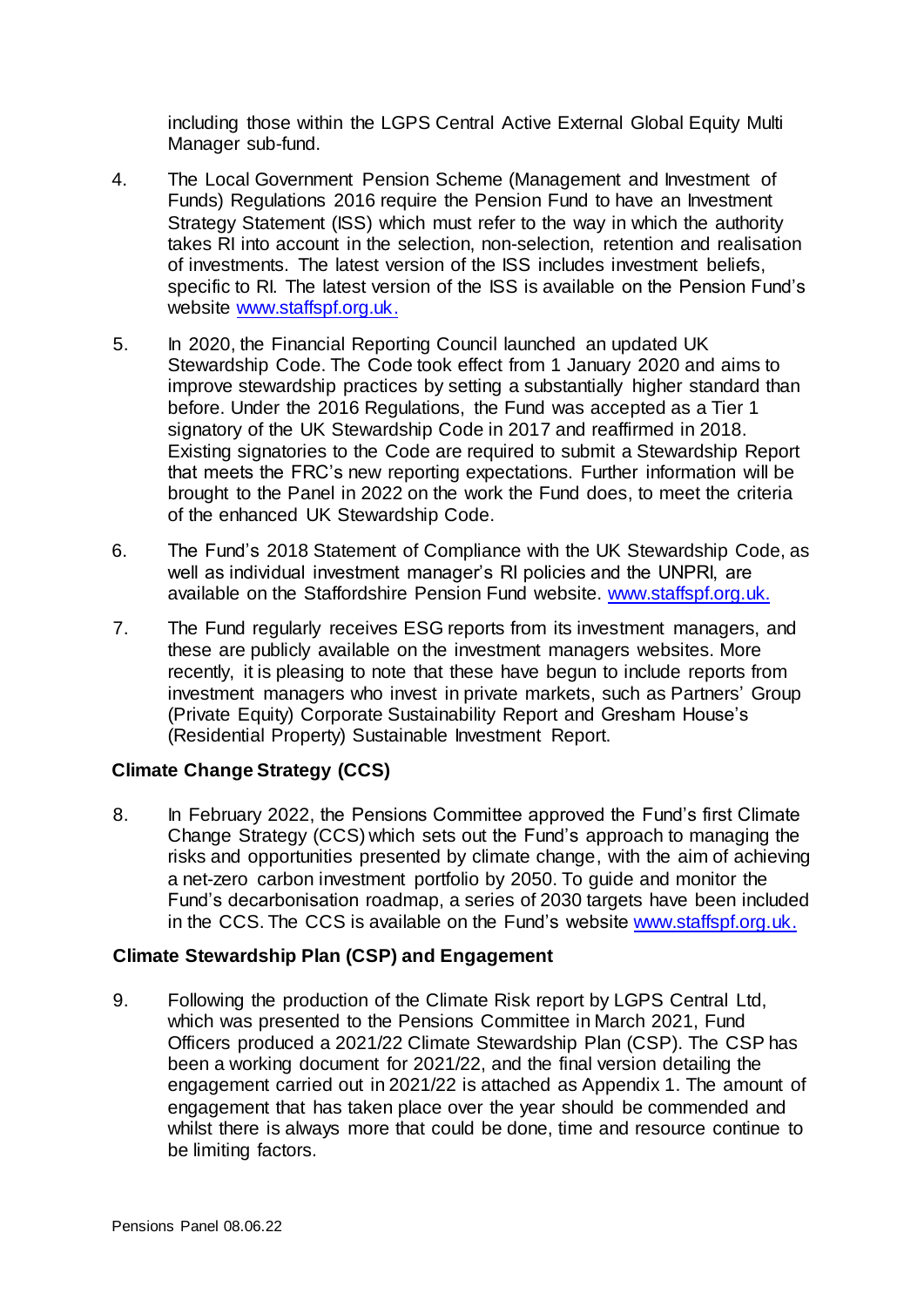including those within the LGPS Central Active External Global Equity Multi Manager sub-fund.

4. The Local Government Pension Scheme (Management and Investment of Funds) Regulations 2016 require the Pension Fund to have an Investment Strategy Statement (ISS) which must refer to the way in which the authority takes RI into account in the selection, non-selection, retention and realisation of investments. The latest version of the ISS includes investment beliefs, specific to RI. The latest version of the ISS is available on the Pension Fund's website www.staffspf.org.uk.

5. In 2020, the Financial Reporting Council launched an updated UK Stewardship Code. The Code took effect from 1 January 2020 and aims to improve stewardship practices by setting a substantially higher standard than before. Under the 2016 Regulations, the Fund was accepted as a Tier 1 signatory of the UK Stewardship Code in 2017 and reaffirmed in 2018. Existing signatories to the Code are required to submit a Stewardship Report that meets the FRC's new reporting expectations. Further information will be brought to the Panel in 2022 on the work the Fund does, to meet the criteria of the enhanced UK Stewardship Code.

6. The Fund's 2018 Statement of Compliance with the UK Stewardship Code, as well as individual investment manager's RI policies and the UNPRI, are available on the Staffordshire Pension Fund website. www.staffspf.org.uk.

7. The Fund regularly receives ESG reports from its investment managers, and these are publicly available on the investment managers websites. More recently, it is pleasing to note that these have begun to include reports from investment managers who invest in private markets, such as Partners' Group (Private Equity) Corporate Sustainability Report and Gresham House's (Residential Property) Sustainable Investment Report.

**Climate Change Strategy (CCS)**

8. In February 2022, the Pensions Committee approved the Fund's first Climate Change Strategy (CCS) which sets out the Fund's approach to managing the risks and opportunities presented by climate change, with the aim of achieving a net-zero carbon investment portfolio by 2050. To guide and monitor the Fund's decarbonisation roadmap, a series of 2030 targets have been included in the CCS. The CCS is available on the Fund's website www.staffspf.org.uk.

**Climate Stewardship Plan (CSP) and Engagement**

9. Following the production of the Climate Risk report by LGPS Central Ltd, which was presented to the Pensions Committee in March 2021, Fund Officers produced a 2021/22 Climate Stewardship Plan (CSP). The CSP has been a working document for 2021/22, and the final version detailing the engagement carried out in 2021/22 is attached as Appendix 1. The amount of engagement that has taken place over the year should be commended and whilst there is always more that could be done, time and resource continue to be limiting factors.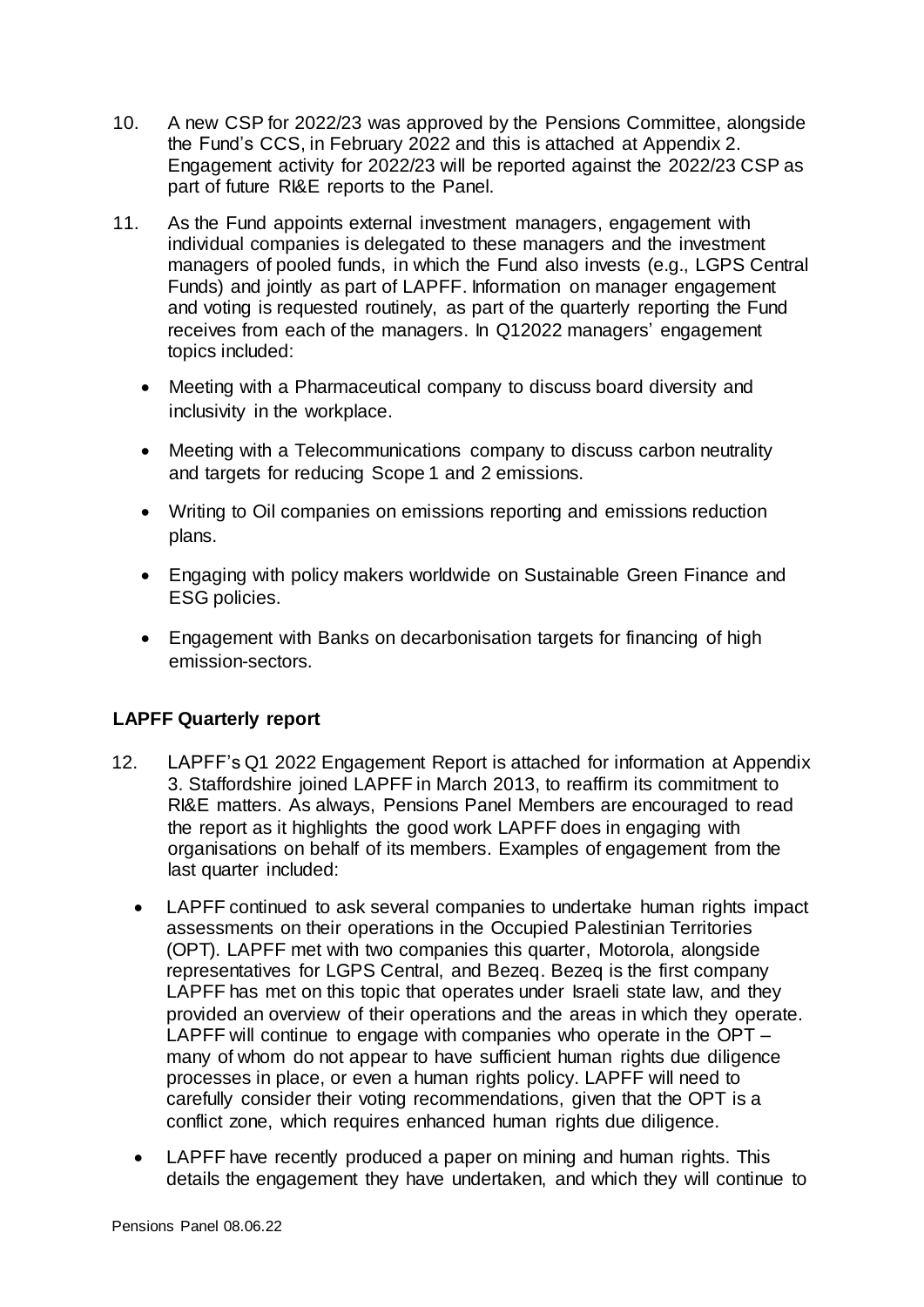10. A new CSP for 2022/23 was approved by the Pensions Committee, alongside the Fund's CCS, in February 2022 and this is attached at Appendix 2. Engagement activity for 2022/23 will be reported against the 2022/23 CSP as part of future RI&E reports to the Panel.

11. As the Fund appoints external investment managers, engagement with individual companies is delegated to these managers and the investment managers of pooled funds, in which the Fund also invests (e.g., LGPS Central Funds) and jointly as part of LAPFF. Information on manager engagement and voting is requested routinely, as part of the quarterly reporting the Fund receives from each of the managers. In Q12022 managers' engagement topics included:

    - Meeting with a Pharmaceutical company to discuss board diversity and inclusivity in the workplace.
    - Meeting with a Telecommunications company to discuss carbon neutrality and targets for reducing Scope 1 and 2 emissions.
    - Writing to Oil companies on emissions reporting and emissions reduction plans.
    - Engaging with policy makers worldwide on Sustainable Green Finance and ESG policies.
    - Engagement with Banks on decarbonisation targets for financing of high emission-sectors.

**LAPFF Quarterly report**

12. LAPFF's Q1 2022 Engagement Report is attached for information at Appendix 3. Staffordshire joined LAPFF in March 2013, to reaffirm its commitment to RI&E matters. As always, Pensions Panel Members are encouraged to read the report as it highlights the good work LAPFF does in engaging with organisations on behalf of its members. Examples of engagement from the last quarter included:

    - LAPFF continued to ask several companies to undertake human rights impact assessments on their operations in the Occupied Palestinian Territories (OPT). LAPFF met with two companies this quarter, Motorola, alongside representatives for LGPS Central, and Bezeq. Bezeq is the first company LAPFF has met on this topic that operates under Israeli state law, and they provided an overview of their operations and the areas in which they operate. LAPFF will continue to engage with companies who operate in the OPT – many of whom do not appear to have sufficient human rights due diligence processes in place, or even a human rights policy. LAPFF will need to carefully consider their voting recommendations, given that the OPT is a conflict zone, which requires enhanced human rights due diligence.
    - LAPFF have recently produced a paper on mining and human rights. This details the engagement they have undertaken, and which they will continue to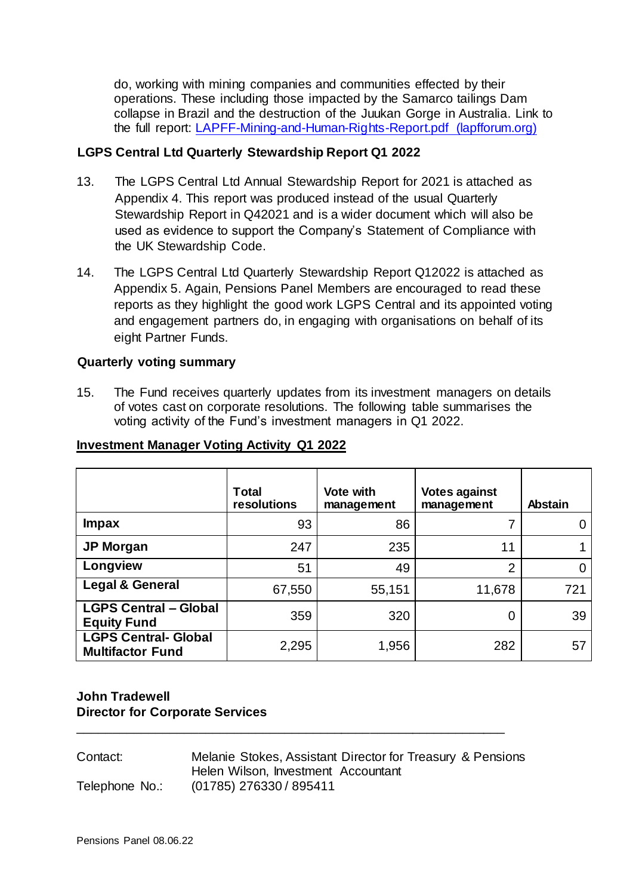do, working with mining companies and communities effected by their operations. These including those impacted by the Samarco tailings Dam collapse in Brazil and the destruction of the Juukan Gorge in Australia. Link to the full report: [LAPFF-Mining-and-Human-Rights-Report.pdf (lapfforum.org)](lapfforum.org)

**LGPS Central Ltd Quarterly Stewardship Report Q1 2022**

13. The LGPS Central Ltd Annual Stewardship Report for 2021 is attached as Appendix 4. This report was produced instead of the usual Quarterly Stewardship Report in Q42021 and is a wider document which will also be used as evidence to support the Company's Statement of Compliance with the UK Stewardship Code.

14. The LGPS Central Ltd Quarterly Stewardship Report Q12022 is attached as Appendix 5. Again, Pensions Panel Members are encouraged to read these reports as they highlight the good work LGPS Central and its appointed voting and engagement partners do, in engaging with organisations on behalf of its eight Partner Funds.

**Quarterly voting summary**

15. The Fund receives quarterly updates from its investment managers on details of votes cast on corporate resolutions. The following table summarises the voting activity of the Fund's investment managers in Q1 2022.

**Investment Manager Voting Activity Q1 2022**

| | Total resolutions | Vote with management | Votes against management | Abstain |
|---|---|---|---|---|
| **Impax** | 93 | 86 | 7 | 0 |
| **JP Morgan** | 247 | 235 | 11 | 1 |
| **Longview** | 51 | 49 | 2 | 0 |
| **Legal & General** | 67,550 | 55,151 | 11,678 | 721 |
| **LGPS Central – Global Equity Fund** | 359 | 320 | 0 | 39 |
| **LGPS Central- Global Multifactor Fund** | 2,295 | 1,956 | 282 | 57 |

**John Tradewell**
**Director for Corporate Services**

---

Contact: Melanie Stokes, Assistant Director for Treasury & Pensions
Helen Wilson, Investment Accountant
Telephone No.: (01785) 276330 / 895411

Pensions Panel 08.06.22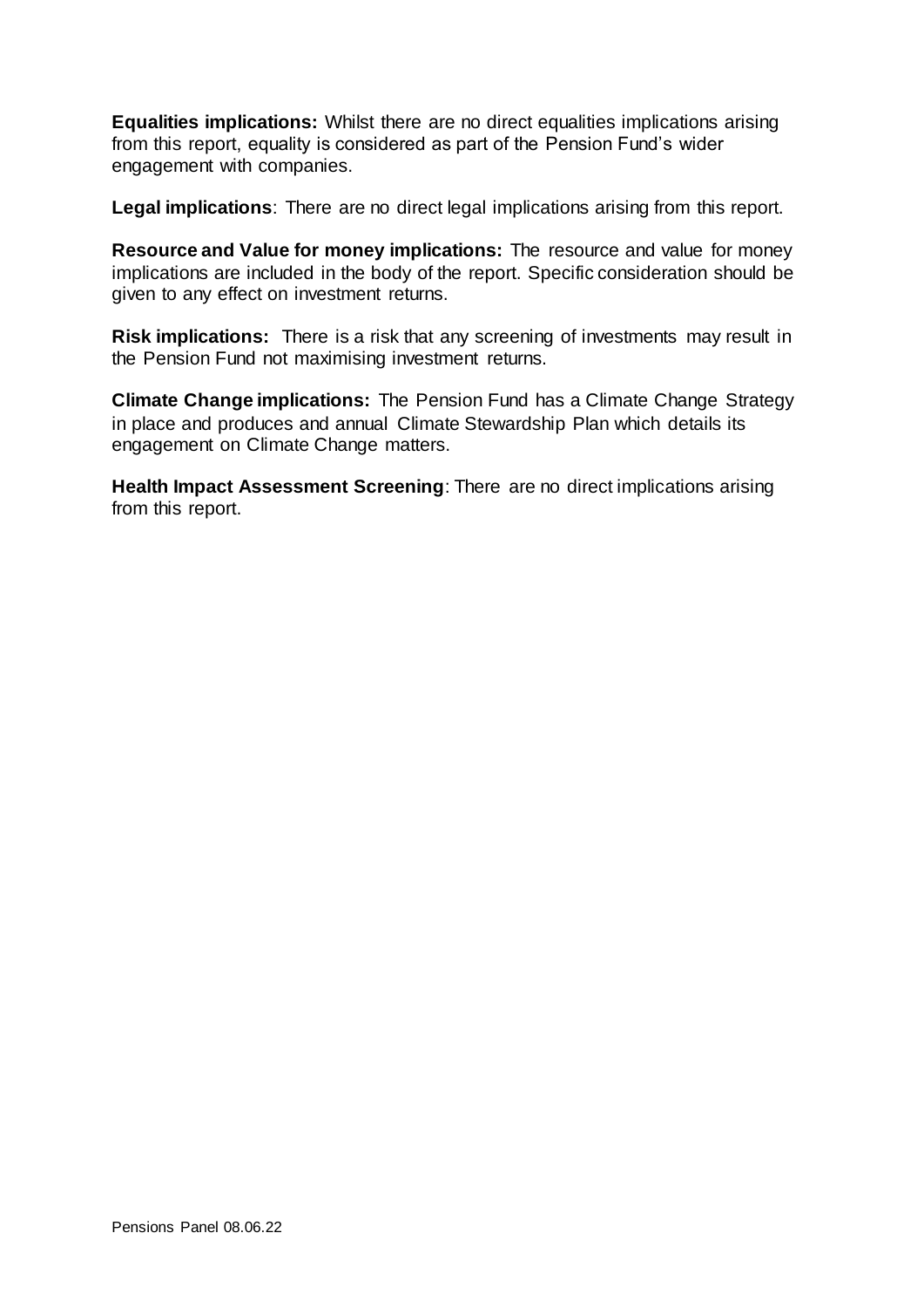**Equalities implications:** Whilst there are no direct equalities implications arising from this report, equality is considered as part of the Pension Fund's wider engagement with companies.

**Legal implications**: There are no direct legal implications arising from this report.

**Resource and Value for money implications:** The resource and value for money implications are included in the body of the report. Specific consideration should be given to any effect on investment returns.

**Risk implications:** There is a risk that any screening of investments may result in the Pension Fund not maximising investment returns.

**Climate Change implications:** The Pension Fund has a Climate Change Strategy in place and produces and annual Climate Stewardship Plan which details its engagement on Climate Change matters.

**Health Impact Assessment Screening**: There are no direct implications arising from this report.